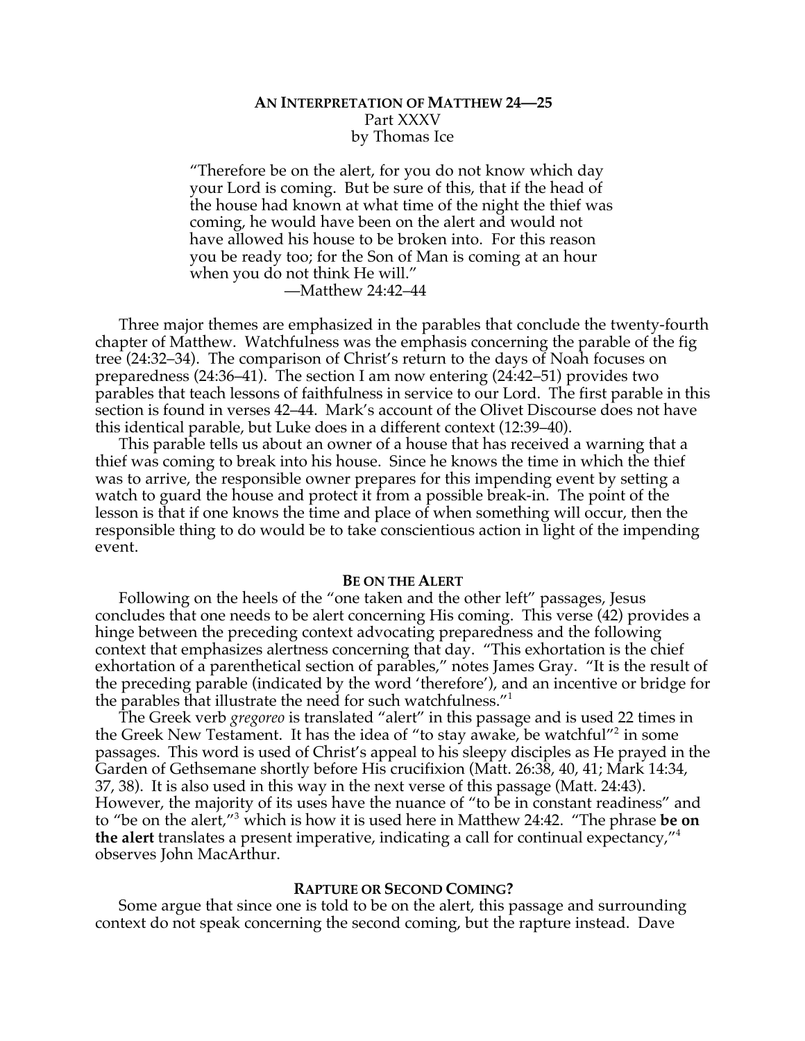# AN INTERPRETATION OF MATTHEW 24—25

Part XXXV

by Thomas Ice

> "Therefore be on the alert, for you do not know which day your Lord is coming. But be sure of this, that if the head of the house had known at what time of the night the thief was coming, he would have been on the alert and would not have allowed his house to be broken into. For this reason you be ready too; for the Son of Man is coming at an hour when you do not think He will."
>
> —Matthew 24:42–44

Three major themes are emphasized in the parables that conclude the twenty-fourth chapter of Matthew. Watchfulness was the emphasis concerning the parable of the fig tree (24:32–34). The comparison of Christ's return to the days of Noah focuses on preparedness (24:36–41). The section I am now entering (24:42–51) provides two parables that teach lessons of faithfulness in service to our Lord. The first parable in this section is found in verses 42–44. Mark's account of the Olivet Discourse does not have this identical parable, but Luke does in a different context (12:39–40).

This parable tells us about an owner of a house that has received a warning that a thief was coming to break into his house. Since he knows the time in which the thief was to arrive, the responsible owner prepares for this impending event by setting a watch to guard the house and protect it from a possible break-in. The point of the lesson is that if one knows the time and place of when something will occur, then the responsible thing to do would be to take conscientious action in light of the impending event.

## BE ON THE ALERT

Following on the heels of the "one taken and the other left" passages, Jesus concludes that one needs to be alert concerning His coming. This verse (42) provides a hinge between the preceding context advocating preparedness and the following context that emphasizes alertness concerning that day. "This exhortation is the chief exhortation of a parenthetical section of parables," notes James Gray. "It is the result of the preceding parable (indicated by the word 'therefore'), and an incentive or bridge for the parables that illustrate the need for such watchfulness."[1]

The Greek verb *gregoreo* is translated "alert" in this passage and is used 22 times in the Greek New Testament. It has the idea of "to stay awake, be watchful"[2] in some passages. This word is used of Christ's appeal to his sleepy disciples as He prayed in the Garden of Gethsemane shortly before His crucifixion (Matt. 26:38, 40, 41; Mark 14:34, 37, 38). It is also used in this way in the next verse of this passage (Matt. 24:43). However, the majority of its uses have the nuance of "to be in constant readiness" and to "be on the alert,"[3] which is how it is used here in Matthew 24:42. "The phrase **be on the alert** translates a present imperative, indicating a call for continual expectancy,"[4] observes John MacArthur.

## RAPTURE OR SECOND COMING?

Some argue that since one is told to be on the alert, this passage and surrounding context do not speak concerning the second coming, but the rapture instead. Dave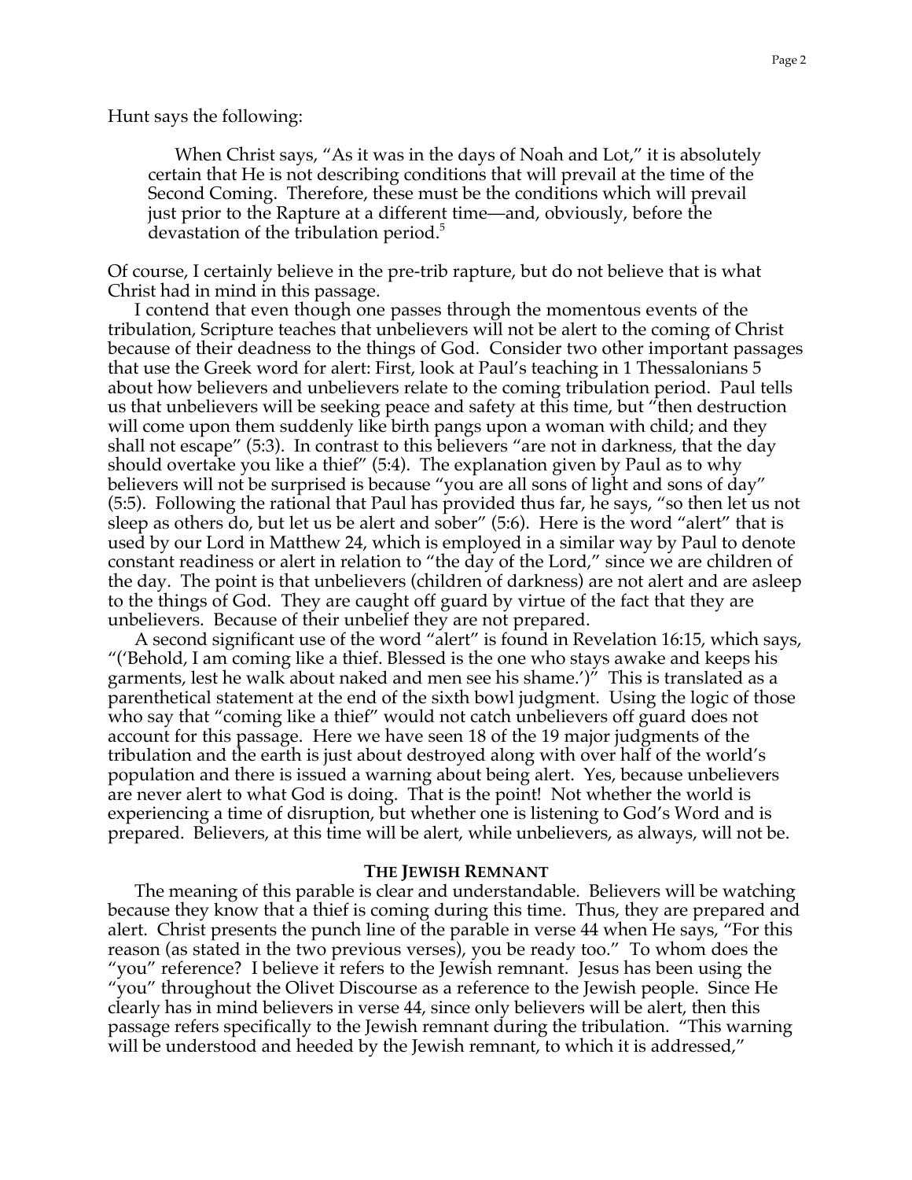Hunt says the following:

> When Christ says, "As it was in the days of Noah and Lot," it is absolutely certain that He is not describing conditions that will prevail at the time of the Second Coming. Therefore, these must be the conditions which will prevail just prior to the Rapture at a different time—and, obviously, before the devastation of the tribulation period.[5]

Of course, I certainly believe in the pre-trib rapture, but do not believe that is what Christ had in mind in this passage.

I contend that even though one passes through the momentous events of the tribulation, Scripture teaches that unbelievers will not be alert to the coming of Christ because of their deadness to the things of God. Consider two other important passages that use the Greek word for alert: First, look at Paul's teaching in 1 Thessalonians 5 about how believers and unbelievers relate to the coming tribulation period. Paul tells us that unbelievers will be seeking peace and safety at this time, but "then destruction will come upon them suddenly like birth pangs upon a woman with child; and they shall not escape" (5:3). In contrast to this believers "are not in darkness, that the day should overtake you like a thief" (5:4). The explanation given by Paul as to why believers will not be surprised is because "you are all sons of light and sons of day" (5:5). Following the rational that Paul has provided thus far, he says, "so then let us not sleep as others do, but let us be alert and sober" (5:6). Here is the word "alert" that is used by our Lord in Matthew 24, which is employed in a similar way by Paul to denote constant readiness or alert in relation to "the day of the Lord," since we are children of the day. The point is that unbelievers (children of darkness) are not alert and are asleep to the things of God. They are caught off guard by virtue of the fact that they are unbelievers. Because of their unbelief they are not prepared.

A second significant use of the word "alert" is found in Revelation 16:15, which says, "('Behold, I am coming like a thief. Blessed is the one who stays awake and keeps his garments, lest he walk about naked and men see his shame.')" This is translated as a parenthetical statement at the end of the sixth bowl judgment. Using the logic of those who say that "coming like a thief" would not catch unbelievers off guard does not account for this passage. Here we have seen 18 of the 19 major judgments of the tribulation and the earth is just about destroyed along with over half of the world's population and there is issued a warning about being alert. Yes, because unbelievers are never alert to what God is doing. That is the point! Not whether the world is experiencing a time of disruption, but whether one is listening to God's Word and is prepared. Believers, at this time will be alert, while unbelievers, as always, will not be.

## THE JEWISH REMNANT

The meaning of this parable is clear and understandable. Believers will be watching because they know that a thief is coming during this time. Thus, they are prepared and alert. Christ presents the punch line of the parable in verse 44 when He says, "For this reason (as stated in the two previous verses), you be ready too." To whom does the "you" reference? I believe it refers to the Jewish remnant. Jesus has been using the "you" throughout the Olivet Discourse as a reference to the Jewish people. Since He clearly has in mind believers in verse 44, since only believers will be alert, then this passage refers specifically to the Jewish remnant during the tribulation. "This warning will be understood and heeded by the Jewish remnant, to which it is addressed,"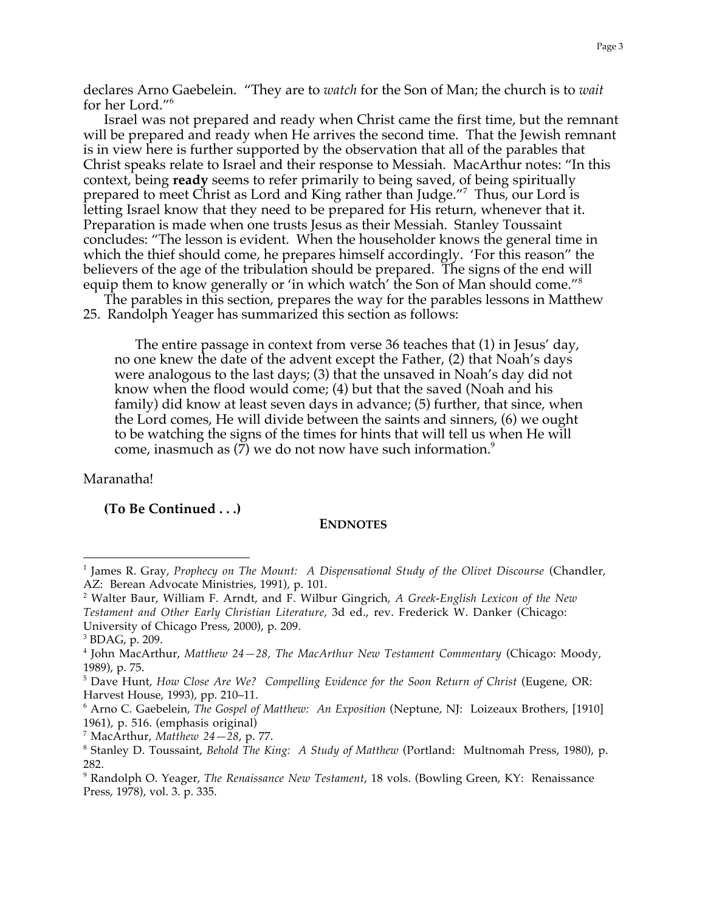declares Arno Gaebelein. "They are to *watch* for the Son of Man; the church is to *wait* for her Lord."[6]

Israel was not prepared and ready when Christ came the first time, but the remnant will be prepared and ready when He arrives the second time. That the Jewish remnant is in view here is further supported by the observation that all of the parables that Christ speaks relate to Israel and their response to Messiah. MacArthur notes: "In this context, being **ready** seems to refer primarily to being saved, of being spiritually prepared to meet Christ as Lord and King rather than Judge."[7] Thus, our Lord is letting Israel know that they need to be prepared for His return, whenever that it. Preparation is made when one trusts Jesus as their Messiah. Stanley Toussaint concludes: "The lesson is evident. When the householder knows the general time in which the thief should come, he prepares himself accordingly. 'For this reason" the believers of the age of the tribulation should be prepared. The signs of the end will equip them to know generally or 'in which watch' the Son of Man should come."[8]

The parables in this section, prepares the way for the parables lessons in Matthew 25. Randolph Yeager has summarized this section as follows:

> The entire passage in context from verse 36 teaches that (1) in Jesus' day, no one knew the date of the advent except the Father, (2) that Noah's days were analogous to the last days; (3) that the unsaved in Noah's day did not know when the flood would come; (4) but that the saved (Noah and his family) did know at least seven days in advance; (5) further, that since, when the Lord comes, He will divide between the saints and sinners, (6) we ought to be watching the signs of the times for hints that will tell us when He will come, inasmuch as (7) we do not now have such information.[9]

Maranatha!

**(To Be Continued . . .)**

**ENDNOTES**

[1] James R. Gray, *Prophecy on The Mount: A Dispensational Study of the Olivet Discourse* (Chandler, AZ: Berean Advocate Ministries, 1991), p. 101.

[2] Walter Baur, William F. Arndt, and F. Wilbur Gingrich, *A Greek-English Lexicon of the New Testament and Other Early Christian Literature,* 3d ed., rev. Frederick W. Danker (Chicago: University of Chicago Press, 2000), p. 209.

[3] BDAG, p. 209.

[4] John MacArthur, *Matthew 24—28, The MacArthur New Testament Commentary* (Chicago: Moody, 1989), p. 75.

[5] Dave Hunt, *How Close Are We? Compelling Evidence for the Soon Return of Christ* (Eugene, OR: Harvest House, 1993), pp. 210–11.

[6] Arno C. Gaebelein, *The Gospel of Matthew: An Exposition* (Neptune, NJ: Loizeaux Brothers, [1910] 1961), p. 516. (emphasis original)

[7] MacArthur, *Matthew 24—28*, p. 77.

[8] Stanley D. Toussaint, *Behold The King: A Study of Matthew* (Portland: Multnomah Press, 1980), p. 282.

[9] Randolph O. Yeager, *The Renaissance New Testament*, 18 vols. (Bowling Green, KY: Renaissance Press, 1978), vol. 3. p. 335.